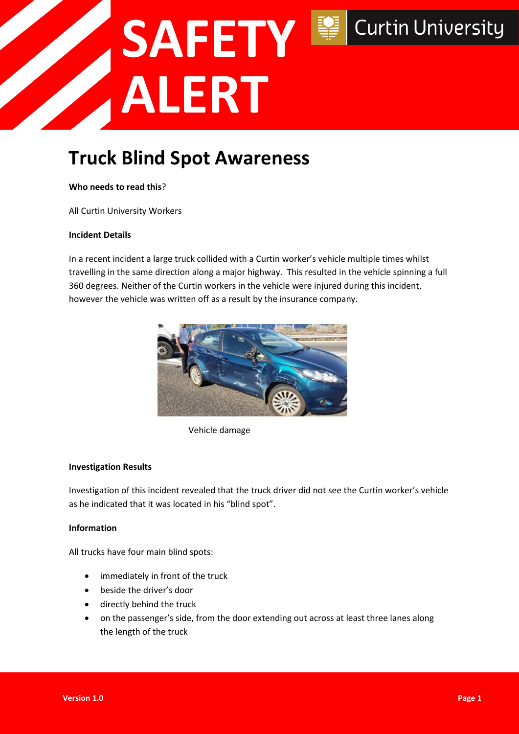# SAFETY ALERT

Curtin University

## Truck Blind Spot Awareness

**Who needs to read this**?

All Curtin University Workers

**Incident Details**

In a recent incident a large truck collided with a Curtin worker's vehicle multiple times whilst travelling in the same direction along a major highway. This resulted in the vehicle spinning a full 360 degrees. Neither of the Curtin workers in the vehicle were injured during this incident, however the vehicle was written off as a result by the insurance company.

Vehicle damage

**Investigation Results**

Investigation of this incident revealed that the truck driver did not see the Curtin worker's vehicle as he indicated that it was located in his "blind spot".

**Information**

All trucks have four main blind spots:

- immediately in front of the truck
- beside the driver's door
- directly behind the truck
- on the passenger's side, from the door extending out across at least three lanes along the length of the truck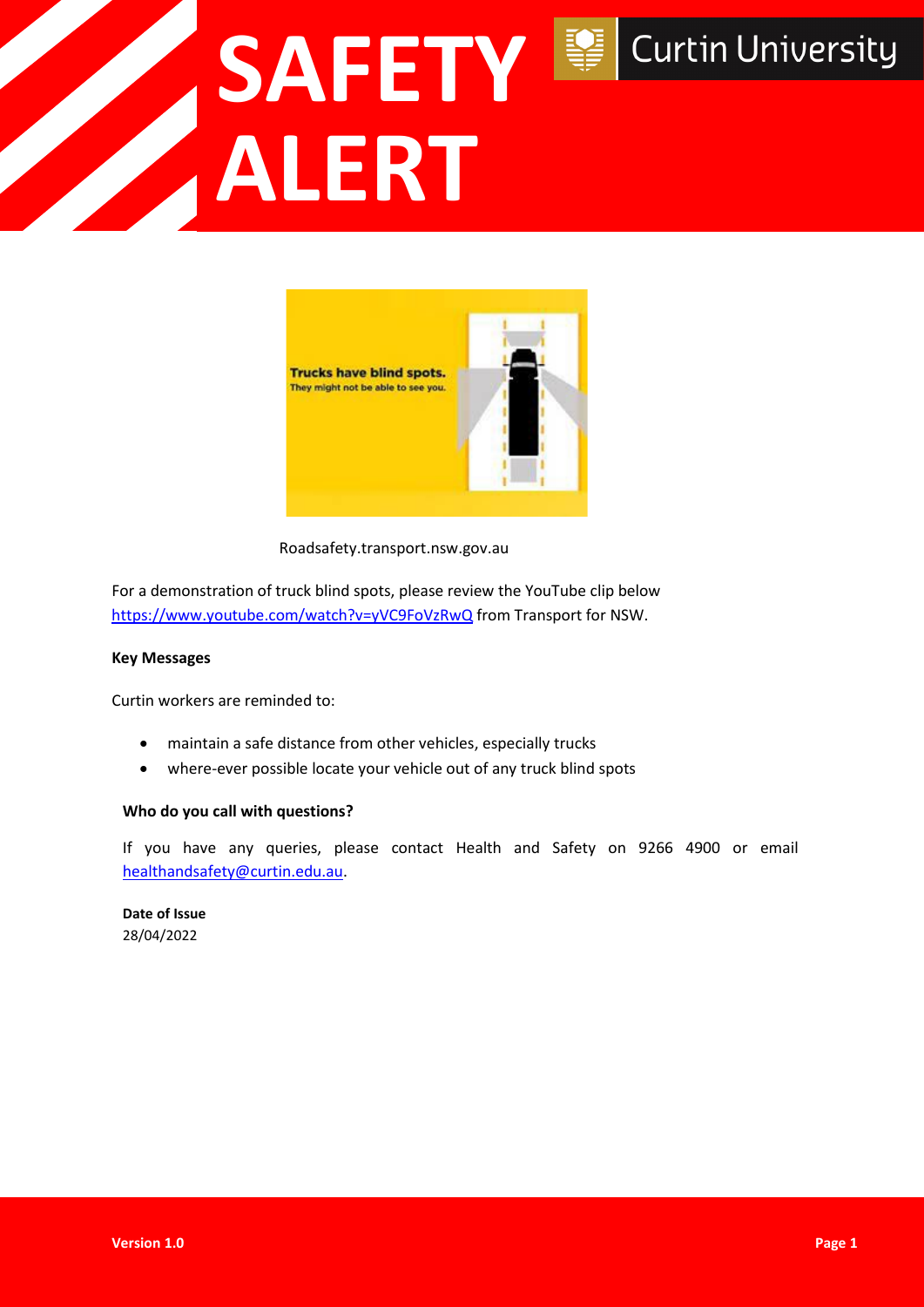# SAFETY ALERT

Curtin University

Trucks have blind spots.
They might not be able to see you.

Roadsafety.transport.nsw.gov.au

For a demonstration of truck blind spots, please review the YouTube clip below https://www.youtube.com/watch?v=yVC9FoVzRwQ from Transport for NSW.

**Key Messages**

Curtin workers are reminded to:

- maintain a safe distance from other vehicles, especially trucks
- where-ever possible locate your vehicle out of any truck blind spots

**Who do you call with questions?**

If you have any queries, please contact Health and Safety on 9266 4900 or email healthandsafety@curtin.edu.au.

**Date of Issue**
28/04/2022

**Version 1.0**